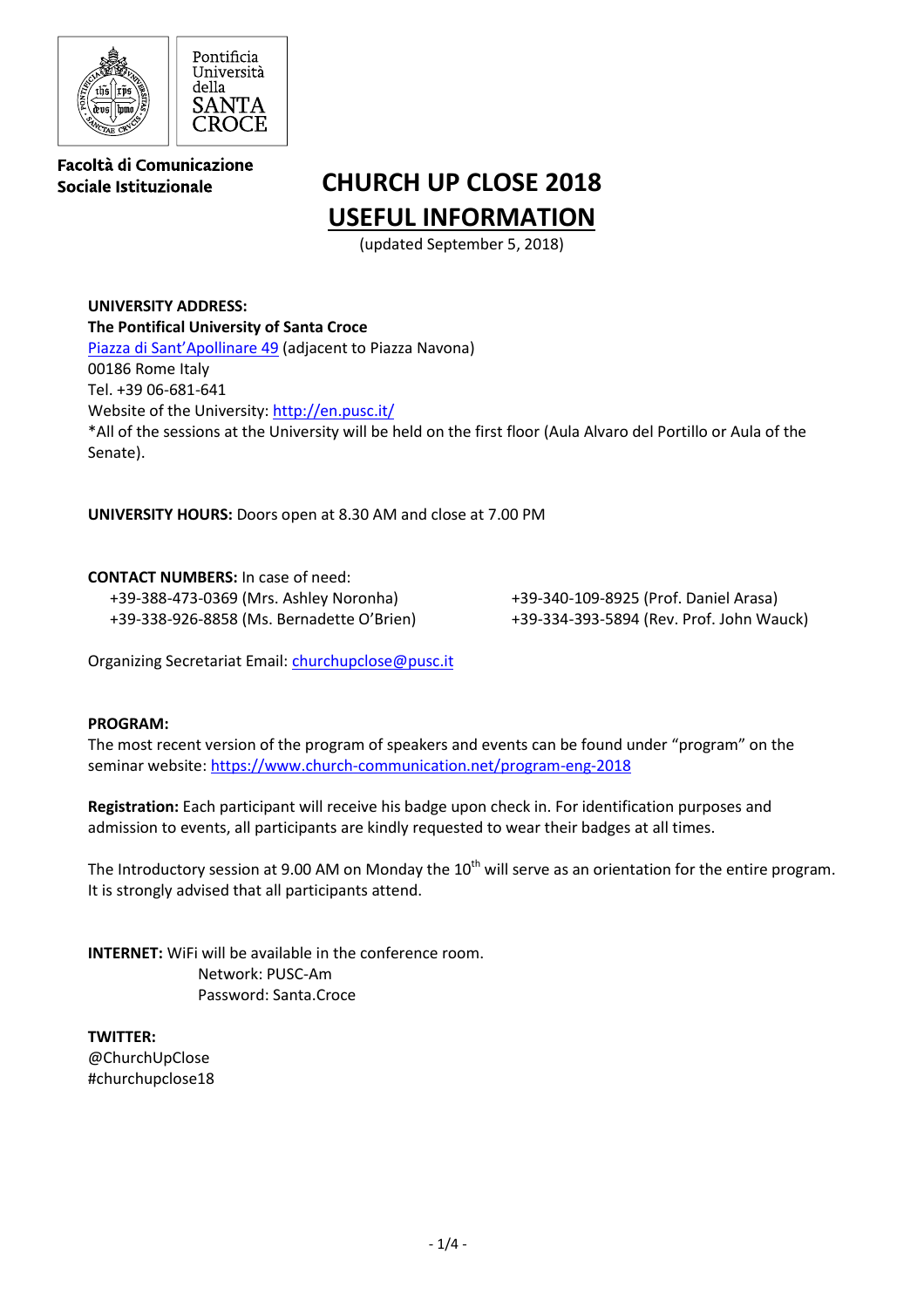Pontificia Università della SANTA CROCE

**Facoltà di Comunicazione Sociale Istituzionale**

# CHURCH UP CLOSE 2018

# USEFUL INFORMATION

(updated September 5, 2018)

**UNIVERSITY ADDRESS:**
**The Pontifical University of Santa Croce**
Piazza di Sant'Apollinare 49 (adjacent to Piazza Navona)
00186 Rome Italy
Tel. +39 06-681-641
Website of the University: http://en.pusc.it/
*All of the sessions at the University will be held on the first floor (Aula Alvaro del Portillo or Aula of the Senate).

**UNIVERSITY HOURS:** Doors open at 8.30 AM and close at 7.00 PM

**CONTACT NUMBERS:** In case of need:

+39-388-473-0369 (Mrs. Ashley Noronha)
+39-338-926-8858 (Ms. Bernadette O'Brien)
+39-340-109-8925 (Prof. Daniel Arasa)
+39-334-393-5894 (Rev. Prof. John Wauck)

Organizing Secretariat Email: churchupclose@pusc.it

**PROGRAM:**
The most recent version of the program of speakers and events can be found under "program" on the seminar website: https://www.church-communication.net/program-eng-2018

**Registration:** Each participant will receive his badge upon check in. For identification purposes and admission to events, all participants are kindly requested to wear their badges at all times.

The Introductory session at 9.00 AM on Monday the 10th will serve as an orientation for the entire program. It is strongly advised that all participants attend.

**INTERNET:** WiFi will be available in the conference room.
Network: PUSC-Am
Password: Santa.Croce

**TWITTER:**
@ChurchUpClose
#churchupclose18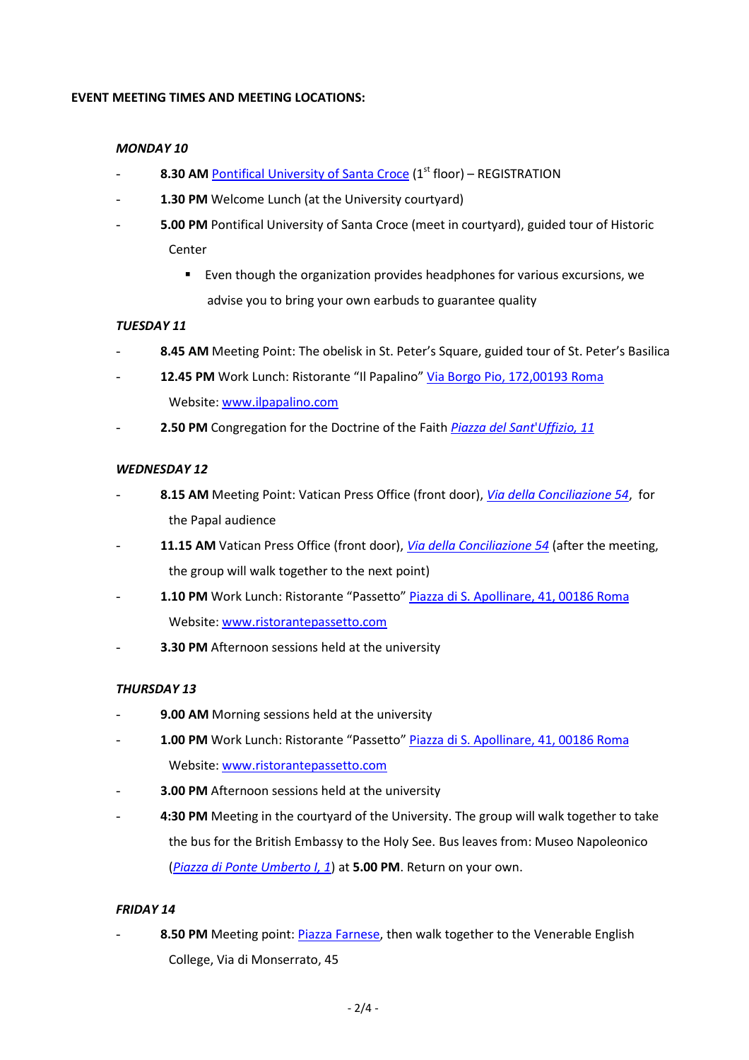**EVENT MEETING TIMES AND MEETING LOCATIONS:**

***MONDAY 10***

- **8.30 AM** Pontifical University of Santa Croce (1st floor) – REGISTRATION
- **1.30 PM** Welcome Lunch (at the University courtyard)
- **5.00 PM** Pontifical University of Santa Croce (meet in courtyard), guided tour of Historic Center
    - Even though the organization provides headphones for various excursions, we advise you to bring your own earbuds to guarantee quality

***TUESDAY 11***

- **8.45 AM** Meeting Point: The obelisk in St. Peter's Square, guided tour of St. Peter's Basilica
- **12.45 PM** Work Lunch: Ristorante "Il Papalino" Via Borgo Pio, 172,00193 Roma
  Website: www.ilpapalino.com
- **2.50 PM** Congregation for the Doctrine of the Faith *Piazza del Sant'Uffizio, 11*

***WEDNESDAY 12***

- **8.15 AM** Meeting Point: Vatican Press Office (front door), *Via della Conciliazione 54*, for the Papal audience
- **11.15 AM** Vatican Press Office (front door), *Via della Conciliazione 54* (after the meeting, the group will walk together to the next point)
- **1.10 PM** Work Lunch: Ristorante "Passetto" Piazza di S. Apollinare, 41, 00186 Roma
  Website: www.ristorantepassetto.com
- **3.30 PM** Afternoon sessions held at the university

***THURSDAY 13***

- **9.00 AM** Morning sessions held at the university
- **1.00 PM** Work Lunch: Ristorante "Passetto" Piazza di S. Apollinare, 41, 00186 Roma
  Website: www.ristorantepassetto.com
- **3.00 PM** Afternoon sessions held at the university
- **4:30 PM** Meeting in the courtyard of the University. The group will walk together to take the bus for the British Embassy to the Holy See. Bus leaves from: Museo Napoleonico (*Piazza di Ponte Umberto I, 1*) at **5.00 PM**. Return on your own.

***FRIDAY 14***

- **8.50 PM** Meeting point: Piazza Farnese, then walk together to the Venerable English College, Via di Monserrato, 45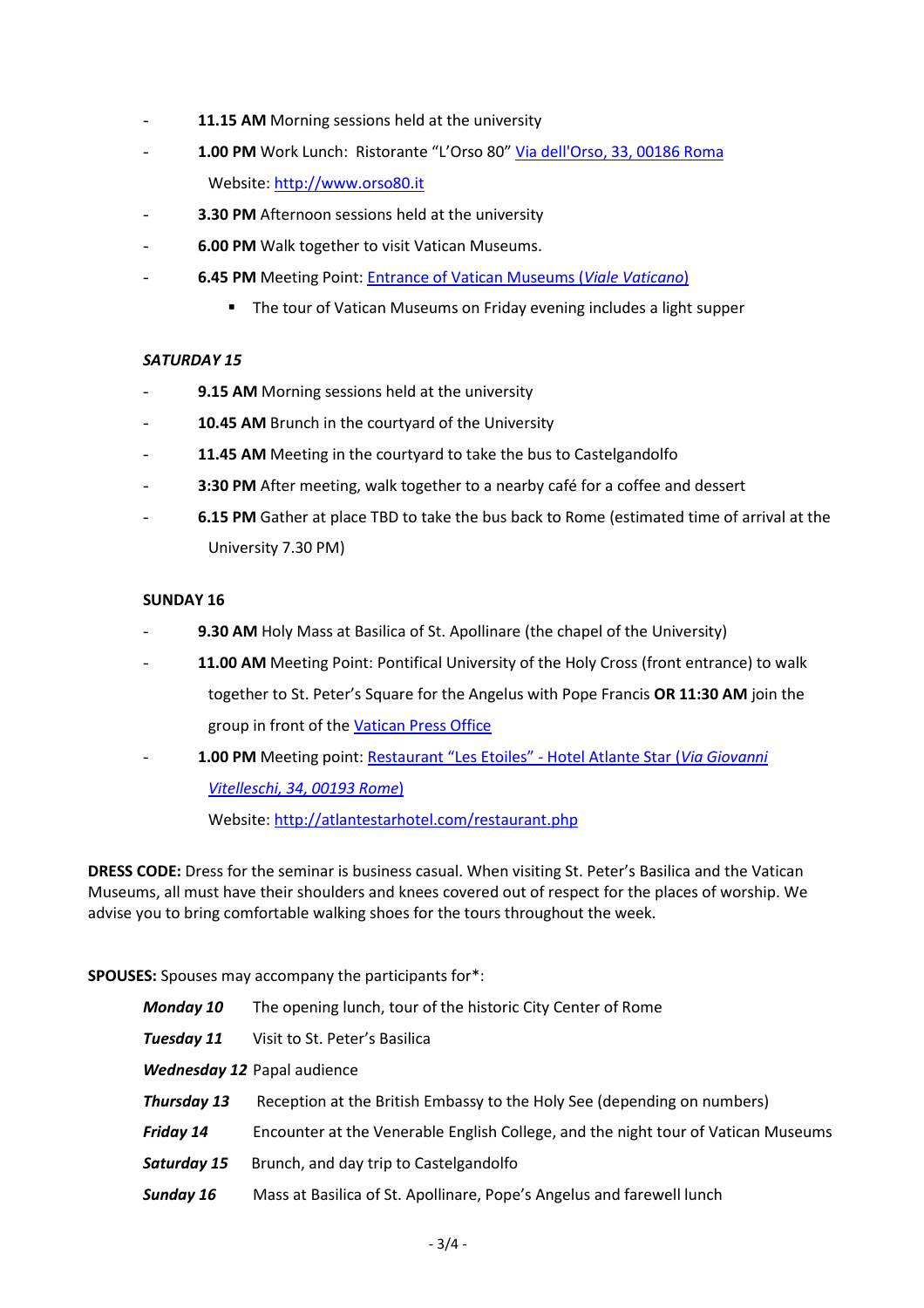- **11.15 AM** Morning sessions held at the university
- **1.00 PM** Work Lunch: Ristorante "L'Orso 80" [Via dell'Orso, 33, 00186 Roma](#)

  Website: [http://www.orso80.it](http://www.orso80.it)
- **3.30 PM** Afternoon sessions held at the university
- **6.00 PM** Walk together to visit Vatican Museums.
- **6.45 PM** Meeting Point: [Entrance of Vatican Museums (*Viale Vaticano*)](#)
  - The tour of Vatican Museums on Friday evening includes a light supper

***SATURDAY 15***

- **9.15 AM** Morning sessions held at the university
- **10.45 AM** Brunch in the courtyard of the University
- **11.45 AM** Meeting in the courtyard to take the bus to Castelgandolfo
- **3:30 PM** After meeting, walk together to a nearby café for a coffee and dessert
- **6.15 PM** Gather at place TBD to take the bus back to Rome (estimated time of arrival at the University 7.30 PM)

**SUNDAY 16**

- **9.30 AM** Holy Mass at Basilica of St. Apollinare (the chapel of the University)
- **11.00 AM** Meeting Point: Pontifical University of the Holy Cross (front entrance) to walk together to St. Peter's Square for the Angelus with Pope Francis **OR 11:30 AM** join the group in front of the [Vatican Press Office](#)
- **1.00 PM** Meeting point: [Restaurant "Les Etoiles" - Hotel Atlante Star (*Via Giovanni Vitelleschi, 34, 00193 Rome*)](#)

  Website: [http://atlantestarhotel.com/restaurant.php](http://atlantestarhotel.com/restaurant.php)

**DRESS CODE:** Dress for the seminar is business casual. When visiting St. Peter's Basilica and the Vatican Museums, all must have their shoulders and knees covered out of respect for the places of worship. We advise you to bring comfortable walking shoes for the tours throughout the week.

**SPOUSES:** Spouses may accompany the participants for*:

| | |
|---|---|
| ***Monday 10*** | The opening lunch, tour of the historic City Center of Rome |
| ***Tuesday 11*** | Visit to St. Peter's Basilica |
| ***Wednesday 12*** | Papal audience |
| ***Thursday 13*** | Reception at the British Embassy to the Holy See (depending on numbers) |
| ***Friday 14*** | Encounter at the Venerable English College, and the night tour of Vatican Museums |
| ***Saturday 15*** | Brunch, and day trip to Castelgandolfo |
| ***Sunday 16*** | Mass at Basilica of St. Apollinare, Pope's Angelus and farewell lunch |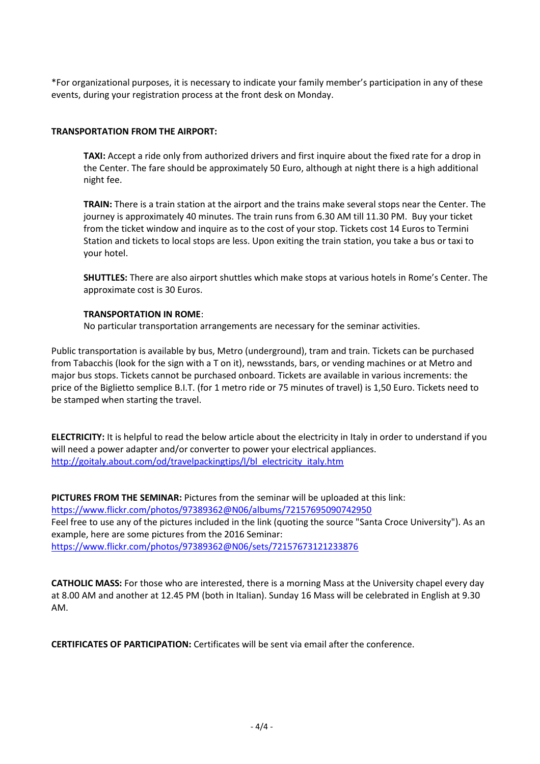*For organizational purposes, it is necessary to indicate your family member's participation in any of these events, during your registration process at the front desk on Monday.

**TRANSPORTATION FROM THE AIRPORT:**

> **TAXI:** Accept a ride only from authorized drivers and first inquire about the fixed rate for a drop in the Center. The fare should be approximately 50 Euro, although at night there is a high additional night fee.
>
> **TRAIN:** There is a train station at the airport and the trains make several stops near the Center. The journey is approximately 40 minutes. The train runs from 6.30 AM till 11.30 PM. Buy your ticket from the ticket window and inquire as to the cost of your stop. Tickets cost 14 Euros to Termini Station and tickets to local stops are less. Upon exiting the train station, you take a bus or taxi to your hotel.
>
> **SHUTTLES:** There are also airport shuttles which make stops at various hotels in Rome's Center. The approximate cost is 30 Euros.
>
> **TRANSPORTATION IN ROME**:
> No particular transportation arrangements are necessary for the seminar activities.

Public transportation is available by bus, Metro (underground), tram and train. Tickets can be purchased from Tabacchis (look for the sign with a T on it), newsstands, bars, or vending machines or at Metro and major bus stops. Tickets cannot be purchased onboard. Tickets are available in various increments: the price of the Biglietto semplice B.I.T. (for 1 metro ride or 75 minutes of travel) is 1,50 Euro. Tickets need to be stamped when starting the travel.

**ELECTRICITY:** It is helpful to read the below article about the electricity in Italy in order to understand if you will need a power adapter and/or converter to power your electrical appliances.
http://goitaly.about.com/od/travelpackingtips/l/bl_electricity_italy.htm

**PICTURES FROM THE SEMINAR:** Pictures from the seminar will be uploaded at this link:
https://www.flickr.com/photos/97389362@N06/albums/72157695090742950
Feel free to use any of the pictures included in the link (quoting the source "Santa Croce University"). As an example, here are some pictures from the 2016 Seminar:
https://www.flickr.com/photos/97389362@N06/sets/72157673121233876

**CATHOLIC MASS:** For those who are interested, there is a morning Mass at the University chapel every day at 8.00 AM and another at 12.45 PM (both in Italian). Sunday 16 Mass will be celebrated in English at 9.30 AM.

**CERTIFICATES OF PARTICIPATION:** Certificates will be sent via email after the conference.